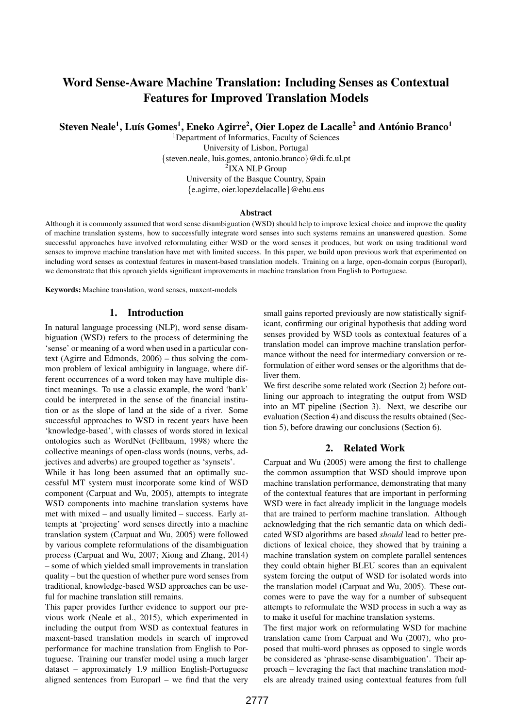# Word Sense-Aware Machine Translation: Including Senses as Contextual Features for Improved Translation Models

**Steven Neale[1], Luís Gomes[1], Eneko Agirre[2], Oier Lopez de Lacalle[2] and António Branco[1]**

[1]Department of Informatics, Faculty of Sciences
University of Lisbon, Portugal
{steven.neale, luis.gomes, antonio.branco}@di.fc.ul.pt
[2]IXA NLP Group
University of the Basque Country, Spain
{e.agirre, oier.lopezdelacalle}@ehu.eus

### Abstract

Although it is commonly assumed that word sense disambiguation (WSD) should help to improve lexical choice and improve the quality of machine translation systems, how to successfully integrate word senses into such systems remains an unanswered question. Some successful approaches have involved reformulating either WSD or the word senses it produces, but work on using traditional word senses to improve machine translation have met with limited success. In this paper, we build upon previous work that experimented on including word senses as contextual features in maxent-based translation models. Training on a large, open-domain corpus (Europarl), we demonstrate that this aproach yields significant improvements in machine translation from English to Portuguese.

**Keywords:** Machine translation, word senses, maxent-models

## 1. Introduction

In natural language processing (NLP), word sense disambiguation (WSD) refers to the process of determining the 'sense' or meaning of a word when used in a particular context (Agirre and Edmonds, 2006) – thus solving the common problem of lexical ambiguity in language, where different occurrences of a word token may have multiple distinct meanings. To use a classic example, the word 'bank' could be interpreted in the sense of the financial institution or as the slope of land at the side of a river. Some successful approaches to WSD in recent years have been 'knowledge-based', with classes of words stored in lexical ontologies such as WordNet (Fellbaum, 1998) where the collective meanings of open-class words (nouns, verbs, adjectives and adverbs) are grouped together as 'synsets'.

While it has long been assumed that an optimally successful MT system must incorporate some kind of WSD component (Carpuat and Wu, 2005), attempts to integrate WSD components into machine translation systems have met with mixed – and usually limited – success. Early attempts at 'projecting' word senses directly into a machine translation system (Carpuat and Wu, 2005) were followed by various complete reformulations of the disambiguation process (Carpuat and Wu, 2007; Xiong and Zhang, 2014) – some of which yielded small improvements in translation quality – but the question of whether pure word senses from traditional, knowledge-based WSD approaches can be useful for machine translation still remains.

This paper provides further evidence to support our previous work (Neale et al., 2015), which experimented in including the output from WSD as contextual features in maxent-based translation models in search of improved performance for machine translation from English to Portuguese. Training our transfer model using a much larger dataset – approximately 1.9 million English-Portuguese aligned sentences from Europarl – we find that the very small gains reported previously are now statistically significant, confirming our original hypothesis that adding word senses provided by WSD tools as contextual features of a translation model can improve machine translation performance without the need for intermediary conversion or reformulation of either word senses or the algorithms that deliver them.

We first describe some related work (Section 2) before outlining our approach to integrating the output from WSD into an MT pipeline (Section 3). Next, we describe our evaluation (Section 4) and discuss the results obtained (Section 5), before drawing our conclusions (Section 6).

## 2. Related Work

Carpuat and Wu (2005) were among the first to challenge the common assumption that WSD should improve upon machine translation performance, demonstrating that many of the contextual features that are important in performing WSD were in fact already implicit in the language models that are trained to perform machine translation. Although acknowledging that the rich semantic data on which dedicated WSD algorithms are based *should* lead to better predictions of lexical choice, they showed that by training a machine translation system on complete parallel sentences they could obtain higher BLEU scores than an equivalent system forcing the output of WSD for isolated words into the translation model (Carpuat and Wu, 2005). These outcomes were to pave the way for a number of subsequent attempts to reformulate the WSD process in such a way as to make it useful for machine translation systems.

The first major work on reformulating WSD for machine translation came from Carpuat and Wu (2007), who proposed that multi-word phrases as opposed to single words be considered as 'phrase-sense disambiguation'. Their approach – leveraging the fact that machine translation models are already trained using contextual features from full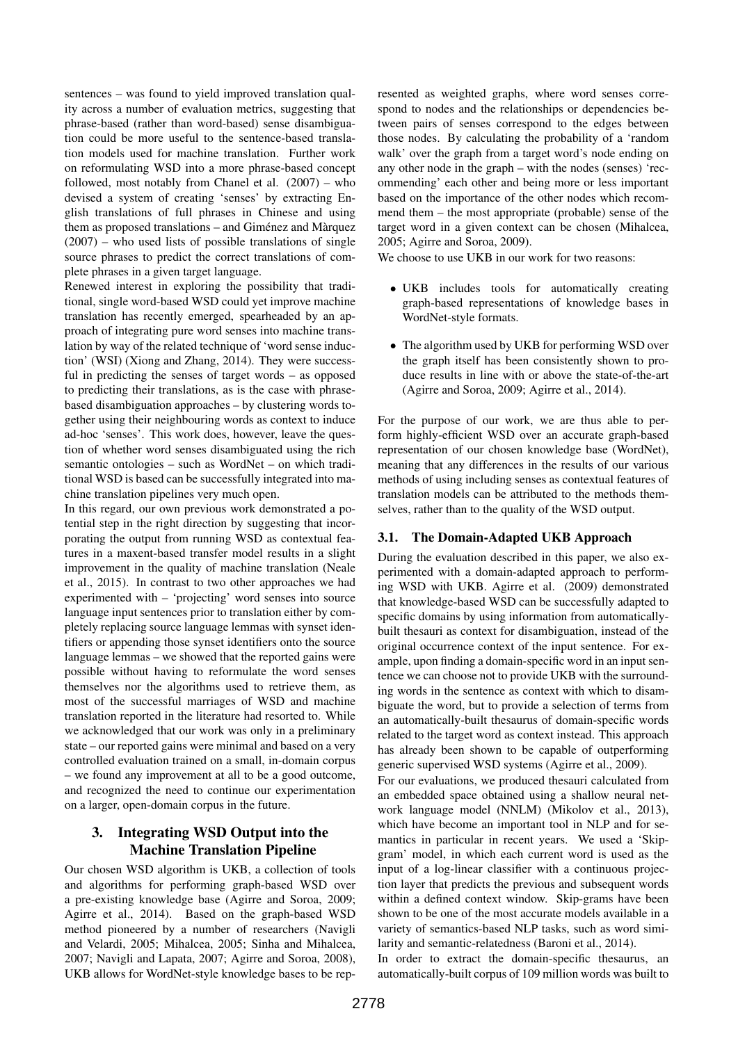sentences – was found to yield improved translation quality across a number of evaluation metrics, suggesting that phrase-based (rather than word-based) sense disambiguation could be more useful to the sentence-based translation models used for machine translation. Further work on reformulating WSD into a more phrase-based concept followed, most notably from Chanel et al. (2007) – who devised a system of creating 'senses' by extracting English translations of full phrases in Chinese and using them as proposed translations – and Giménez and Màrquez (2007) – who used lists of possible translations of single source phrases to predict the correct translations of complete phrases in a given target language.

Renewed interest in exploring the possibility that traditional, single word-based WSD could yet improve machine translation has recently emerged, spearheaded by an approach of integrating pure word senses into machine translation by way of the related technique of 'word sense induction' (WSI) (Xiong and Zhang, 2014). They were successful in predicting the senses of target words – as opposed to predicting their translations, as is the case with phrase-based disambiguation approaches – by clustering words together using their neighbouring words as context to induce ad-hoc 'senses'. This work does, however, leave the question of whether word senses disambiguated using the rich semantic ontologies – such as WordNet – on which traditional WSD is based can be successfully integrated into machine translation pipelines very much open.

In this regard, our own previous work demonstrated a potential step in the right direction by suggesting that incorporating the output from running WSD as contextual features in a maxent-based transfer model results in a slight improvement in the quality of machine translation (Neale et al., 2015). In contrast to two other approaches we had experimented with – 'projecting' word senses into source language input sentences prior to translation either by completely replacing source language lemmas with synset identifiers or appending those synset identifiers onto the source language lemmas – we showed that the reported gains were possible without having to reformulate the word senses themselves nor the algorithms used to retrieve them, as most of the successful marriages of WSD and machine translation reported in the literature had resorted to. While we acknowledged that our work was only in a preliminary state – our reported gains were minimal and based on a very controlled evaluation trained on a small, in-domain corpus – we found any improvement at all to be a good outcome, and recognized the need to continue our experimentation on a larger, open-domain corpus in the future.

## 3. Integrating WSD Output into the Machine Translation Pipeline

Our chosen WSD algorithm is UKB, a collection of tools and algorithms for performing graph-based WSD over a pre-existing knowledge base (Agirre and Soroa, 2009; Agirre et al., 2014). Based on the graph-based WSD method pioneered by a number of researchers (Navigli and Velardi, 2005; Mihalcea, 2005; Sinha and Mihalcea, 2007; Navigli and Lapata, 2007; Agirre and Soroa, 2008), UKB allows for WordNet-style knowledge bases to be represented as weighted graphs, where word senses correspond to nodes and the relationships or dependencies between pairs of senses correspond to the edges between those nodes. By calculating the probability of a 'random walk' over the graph from a target word's node ending on any other node in the graph – with the nodes (senses) 'recommending' each other and being more or less important based on the importance of the other nodes which recommend them – the most appropriate (probable) sense of the target word in a given context can be chosen (Mihalcea, 2005; Agirre and Soroa, 2009).

We choose to use UKB in our work for two reasons:

- UKB includes tools for automatically creating graph-based representations of knowledge bases in WordNet-style formats.
- The algorithm used by UKB for performing WSD over the graph itself has been consistently shown to produce results in line with or above the state-of-the-art (Agirre and Soroa, 2009; Agirre et al., 2014).

For the purpose of our work, we are thus able to perform highly-efficient WSD over an accurate graph-based representation of our chosen knowledge base (WordNet), meaning that any differences in the results of our various methods of using including senses as contextual features of translation models can be attributed to the methods themselves, rather than to the quality of the WSD output.

### 3.1. The Domain-Adapted UKB Approach

During the evaluation described in this paper, we also experimented with a domain-adapted approach to performing WSD with UKB. Agirre et al. (2009) demonstrated that knowledge-based WSD can be successfully adapted to specific domains by using information from automatically-built thesauri as context for disambiguation, instead of the original occurrence context of the input sentence. For example, upon finding a domain-specific word in an input sentence we can choose not to provide UKB with the surrounding words in the sentence as context with which to disambiguate the word, but to provide a selection of terms from an automatically-built thesaurus of domain-specific words related to the target word as context instead. This approach has already been shown to be capable of outperforming generic supervised WSD systems (Agirre et al., 2009).

For our evaluations, we produced thesauri calculated from an embedded space obtained using a shallow neural network language model (NNLM) (Mikolov et al., 2013), which have become an important tool in NLP and for semantics in particular in recent years. We used a 'Skip-gram' model, in which each current word is used as the input of a log-linear classifier with a continuous projection layer that predicts the previous and subsequent words within a defined context window. Skip-grams have been shown to be one of the most accurate models available in a variety of semantics-based NLP tasks, such as word similarity and semantic-relatedness (Baroni et al., 2014).

In order to extract the domain-specific thesaurus, an automatically-built corpus of 109 million words was built to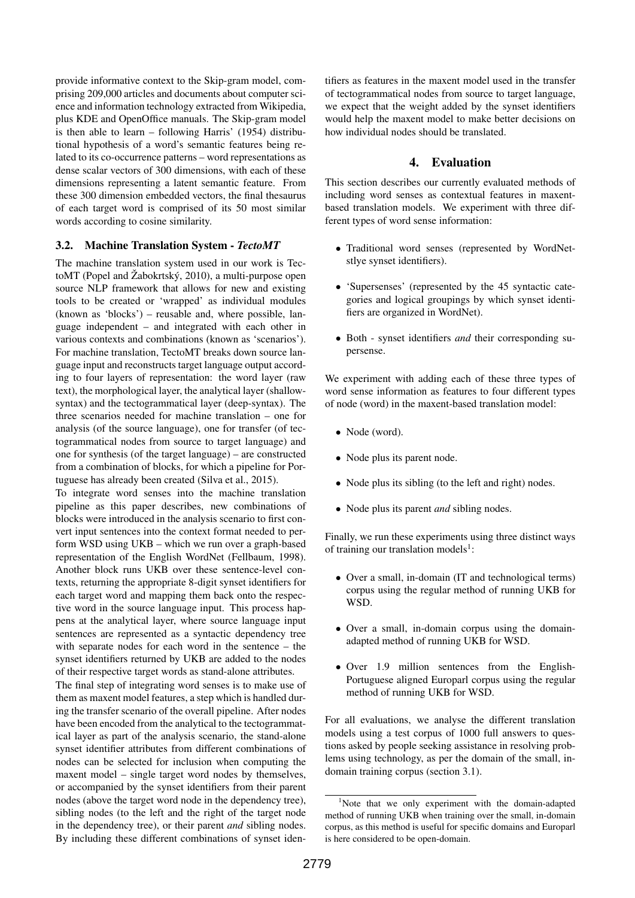provide informative context to the Skip-gram model, comprising 209,000 articles and documents about computer science and information technology extracted from Wikipedia, plus KDE and OpenOffice manuals. The Skip-gram model is then able to learn – following Harris' (1954) distributional hypothesis of a word's semantic features being related to its co-occurrence patterns – word representations as dense scalar vectors of 300 dimensions, with each of these dimensions representing a latent semantic feature. From these 300 dimension embedded vectors, the final thesaurus of each target word is comprised of its 50 most similar words according to cosine similarity.

### 3.2. Machine Translation System - *TectoMT*

The machine translation system used in our work is TectoMT (Popel and Žabokrtský, 2010), a multi-purpose open source NLP framework that allows for new and existing tools to be created or 'wrapped' as individual modules (known as 'blocks') – reusable and, where possible, language independent – and integrated with each other in various contexts and combinations (known as 'scenarios'). For machine translation, TectoMT breaks down source language input and reconstructs target language output according to four layers of representation: the word layer (raw text), the morphological layer, the analytical layer (shallow-syntax) and the tectogrammatical layer (deep-syntax). The three scenarios needed for machine translation – one for analysis (of the source language), one for transfer (of tectogrammatical nodes from source to target language) and one for synthesis (of the target language) – are constructed from a combination of blocks, for which a pipeline for Portuguese has already been created (Silva et al., 2015).

To integrate word senses into the machine translation pipeline as this paper describes, new combinations of blocks were introduced in the analysis scenario to first convert input sentences into the context format needed to perform WSD using UKB – which we run over a graph-based representation of the English WordNet (Fellbaum, 1998). Another block runs UKB over these sentence-level contexts, returning the appropriate 8-digit synset identifiers for each target word and mapping them back onto the respective word in the source language input. This process happens at the analytical layer, where source language input sentences are represented as a syntactic dependency tree with separate nodes for each word in the sentence – the synset identifiers returned by UKB are added to the nodes of their respective target words as stand-alone attributes.

The final step of integrating word senses is to make use of them as maxent model features, a step which is handled during the transfer scenario of the overall pipeline. After nodes have been encoded from the analytical to the tectogrammatical layer as part of the analysis scenario, the stand-alone synset identifier attributes from different combinations of nodes can be selected for inclusion when computing the maxent model – single target word nodes by themselves, or accompanied by the synset identifiers from their parent nodes (above the target word node in the dependency tree), sibling nodes (to the left and the right of the target node in the dependency tree), or their parent *and* sibling nodes. By including these different combinations of synset identifiers as features in the maxent model used in the transfer of tectogrammatical nodes from source to target language, we expect that the weight added by the synset identifiers would help the maxent model to make better decisions on how individual nodes should be translated.

## 4. Evaluation

This section describes our currently evaluated methods of including word senses as contextual features in maxent-based translation models. We experiment with three different types of word sense information:

- Traditional word senses (represented by WordNet-stlye synset identifiers).
- 'Supersenses' (represented by the 45 syntactic categories and logical groupings by which synset identifiers are organized in WordNet).
- Both - synset identifiers *and* their corresponding supersense.

We experiment with adding each of these three types of word sense information as features to four different types of node (word) in the maxent-based translation model:

- Node (word).
- Node plus its parent node.
- Node plus its sibling (to the left and right) nodes.
- Node plus its parent *and* sibling nodes.

Finally, we run these experiments using three distinct ways of training our translation models[1]:

- Over a small, in-domain (IT and technological terms) corpus using the regular method of running UKB for WSD.
- Over a small, in-domain corpus using the domain-adapted method of running UKB for WSD.
- Over 1.9 million sentences from the English-Portuguese aligned Europarl corpus using the regular method of running UKB for WSD.

For all evaluations, we analyse the different translation models using a test corpus of 1000 full answers to questions asked by people seeking assistance in resolving problems using technology, as per the domain of the small, in-domain training corpus (section 3.1).

[1]Note that we only experiment with the domain-adapted method of running UKB when training over the small, in-domain corpus, as this method is useful for specific domains and Europarl is here considered to be open-domain.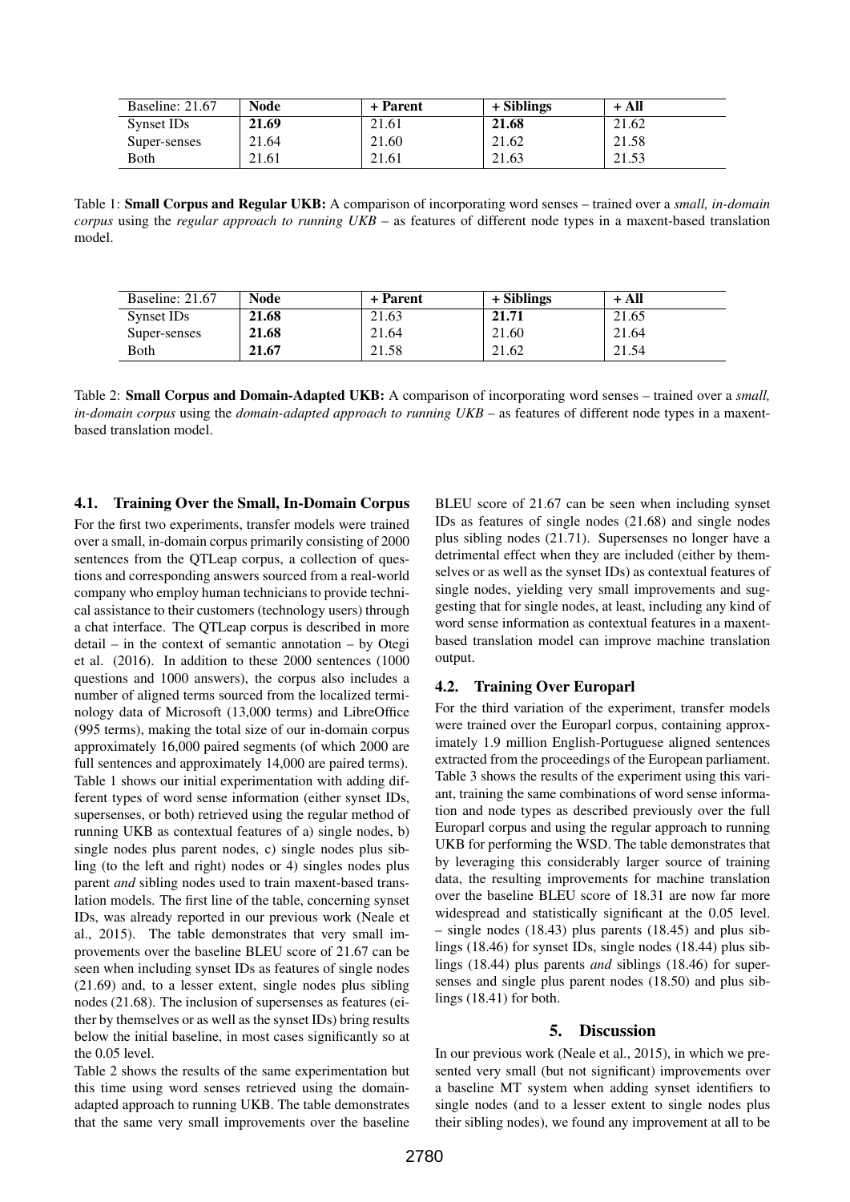| Baseline: 21.67 | **Node** | + Parent | + Siblings | + All |
|---|---|---|---|---|
| Synset IDs | **21.69** | 21.61 | **21.68** | 21.62 |
| Super-senses | 21.64 | 21.60 | 21.62 | 21.58 |
| Both | 21.61 | 21.61 | 21.63 | 21.53 |

Table 1: **Small Corpus and Regular UKB:** A comparison of incorporating word senses – trained over a *small, in-domain corpus* using the *regular approach to running UKB* – as features of different node types in a maxent-based translation model.

| Baseline: 21.67 | **Node** | + Parent | + Siblings | + All |
|---|---|---|---|---|
| Synset IDs | **21.68** | 21.63 | **21.71** | 21.65 |
| Super-senses | **21.68** | 21.64 | 21.60 | 21.64 |
| Both | **21.67** | 21.58 | 21.62 | 21.54 |

Table 2: **Small Corpus and Domain-Adapted UKB:** A comparison of incorporating word senses – trained over a *small, in-domain corpus* using the *domain-adapted approach to running UKB* – as features of different node types in a maxent-based translation model.

### 4.1. Training Over the Small, In-Domain Corpus

For the first two experiments, transfer models were trained over a small, in-domain corpus primarily consisting of 2000 sentences from the QTLeap corpus, a collection of questions and corresponding answers sourced from a real-world company who employ human technicians to provide technical assistance to their customers (technology users) through a chat interface. The QTLeap corpus is described in more detail – in the context of semantic annotation – by Otegi et al. (2016). In addition to these 2000 sentences (1000 questions and 1000 answers), the corpus also includes a number of aligned terms sourced from the localized terminology data of Microsoft (13,000 terms) and LibreOffice (995 terms), making the total size of our in-domain corpus approximately 16,000 paired segments (of which 2000 are full sentences and approximately 14,000 are paired terms).

Table 1 shows our initial experimentation with adding different types of word sense information (either synset IDs, supersenses, or both) retrieved using the regular method of running UKB as contextual features of a) single nodes, b) single nodes plus parent nodes, c) single nodes plus sibling (to the left and right) nodes or 4) singles nodes plus parent *and* sibling nodes used to train maxent-based translation models. The first line of the table, concerning synset IDs, was already reported in our previous work (Neale et al., 2015). The table demonstrates that very small improvements over the baseline BLEU score of 21.67 can be seen when including synset IDs as features of single nodes (21.69) and, to a lesser extent, single nodes plus sibling nodes (21.68). The inclusion of supersenses as features (either by themselves or as well as the synset IDs) bring results below the initial baseline, in most cases significantly so at the 0.05 level.

Table 2 shows the results of the same experimentation but this time using word senses retrieved using the domain-adapted approach to running UKB. The table demonstrates that the same very small improvements over the baseline BLEU score of 21.67 can be seen when including synset IDs as features of single nodes (21.68) and single nodes plus sibling nodes (21.71). Supersenses no longer have a detrimental effect when they are included (either by themselves or as well as the synset IDs) as contextual features of single nodes, yielding very small improvements and suggesting that for single nodes, at least, including any kind of word sense information as contextual features in a maxent-based translation model can improve machine translation output.

### 4.2. Training Over Europarl

For the third variation of the experiment, transfer models were trained over the Europarl corpus, containing approximately 1.9 million English-Portuguese aligned sentences extracted from the proceedings of the European parliament. Table 3 shows the results of the experiment using this variant, training the same combinations of word sense information and node types as described previously over the full Europarl corpus and using the regular approach to running UKB for performing the WSD. The table demonstrates that by leveraging this considerably larger source of training data, the resulting improvements for machine translation over the baseline BLEU score of 18.31 are now far more widespread and statistically significant at the 0.05 level. – single nodes (18.43) plus parents (18.45) and plus siblings (18.46) for synset IDs, single nodes (18.44) plus siblings (18.44) plus parents *and* siblings (18.46) for supersenses and single plus parent nodes (18.50) and plus siblings (18.41) for both.

## 5. Discussion

In our previous work (Neale et al., 2015), in which we presented very small (but not significant) improvements over a baseline MT system when adding synset identifiers to single nodes (and to a lesser extent to single nodes plus their sibling nodes), we found any improvement at all to be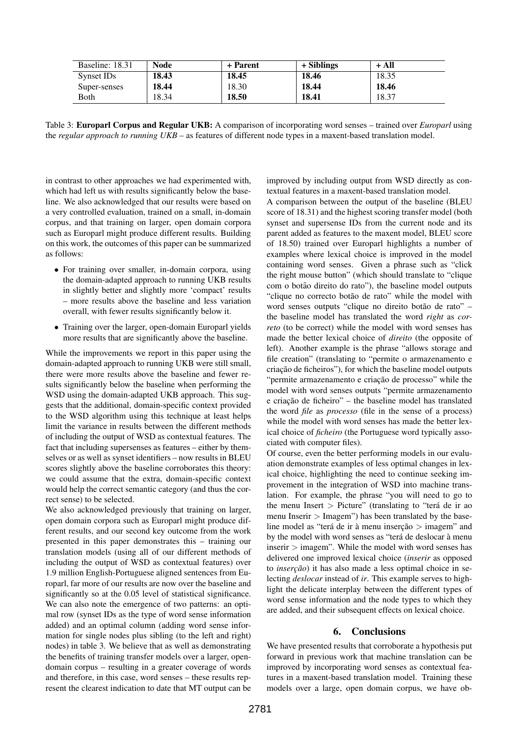| Baseline: 18.31 | **Node** | **+ Parent** | **+ Siblings** | **+ All** |
|---|---|---|---|---|
| Synset IDs | **18.43** | **18.45** | **18.46** | 18.35 |
| Super-senses | **18.44** | 18.30 | **18.44** | **18.46** |
| Both | 18.34 | **18.50** | **18.41** | 18.37 |

Table 3: **Europarl Corpus and Regular UKB:** A comparison of incorporating word senses – trained over *Europarl* using the *regular approach to running UKB* – as features of different node types in a maxent-based translation model.

in contrast to other approaches we had experimented with, which had left us with results significantly below the baseline. We also acknowledged that our results were based on a very controlled evaluation, trained on a small, in-domain corpus, and that training on larger, open domain corpora such as Europarl might produce different results. Building on this work, the outcomes of this paper can be summarized as follows:

- For training over smaller, in-domain corpora, using the domain-adapted approach to running UKB results in slightly better and slightly more 'compact' results – more results above the baseline and less variation overall, with fewer results significantly below it.
- Training over the larger, open-domain Europarl yields more results that are significantly above the baseline.

While the improvements we report in this paper using the domain-adapted approach to running UKB were still small, there were more results above the baseline and fewer results significantly below the baseline when performing the WSD using the domain-adapted UKB approach. This suggests that the additional, domain-specific context provided to the WSD algorithm using this technique at least helps limit the variance in results between the different methods of including the output of WSD as contextual features. The fact that including supersenses as features – either by themselves or as well as synset identifiers – now results in BLEU scores slightly above the baseline corroborates this theory: we could assume that the extra, domain-specific context would help the correct semantic category (and thus the correct sense) to be selected.

We also acknowledged previously that training on larger, open domain corpora such as Europarl might produce different results, and our second key outcome from the work presented in this paper demonstrates this – training our translation models (using all of our different methods of including the output of WSD as contextual features) over 1.9 million English-Portuguese aligned sentences from Europarl, far more of our results are now over the baseline and significantly so at the 0.05 level of statistical significance. We can also note the emergence of two patterns: an optimal row (synset IDs as the type of word sense information added) and an optimal column (adding word sense information for single nodes plus sibling (to the left and right) nodes) in table 3. We believe that as well as demonstrating the benefits of training transfer models over a larger, open-domain corpus – resulting in a greater coverage of words and therefore, in this case, word senses – these results represent the clearest indication to date that MT output can be improved by including output from WSD directly as contextual features in a maxent-based translation model.

A comparison between the output of the baseline (BLEU score of 18.31) and the highest scoring transfer model (both synset and supersense IDs from the current node and its parent added as features to the maxent model, BLEU score of 18.50) trained over Europarl highlights a number of examples where lexical choice is improved in the model containing word senses. Given a phrase such as "click the right mouse button" (which should translate to "clique com o botão direito do rato"), the baseline model outputs "clique no correcto botão de rato" while the model with word senses outputs "clique no direito botão de rato" – the baseline model has translated the word *right* as *correto* (to be correct) while the model with word senses has made the better lexical choice of *direito* (the opposite of left). Another example is the phrase "allows storage and file creation" (translating to "permite o armazenamento e criação de ficheiros"), for which the baseline model outputs "permite armazenamento e criação de processo" while the model with word senses outputs "permite armazenamento e criação de ficheiro" – the baseline model has translated the word *file* as *processo* (file in the sense of a process) while the model with word senses has made the better lexical choice of *ficheiro* (the Portuguese word typically associated with computer files).

Of course, even the better performing models in our evaluation demonstrate examples of less optimal changes in lexical choice, highlighting the need to continue seeking improvement in the integration of WSD into machine translation. For example, the phrase "you will need to go to the menu Insert > Picture" (translating to "terá de ir ao menu Inserir > Imagem") has been translated by the baseline model as "terá de ir à menu inserção > imagem" and by the model with word senses as "terá de deslocar à menu inserir > imagem". While the model with word senses has delivered one improved lexical choice (*inserir* as opposed to *inserção*) it has also made a less optimal choice in selecting *deslocar* instead of *ir*. This example serves to highlight the delicate interplay between the different types of word sense information and the node types to which they are added, and their subsequent effects on lexical choice.

## 6. Conclusions

We have presented results that corroborate a hypothesis put forward in previous work that machine translation can be improved by incorporating word senses as contextual features in a maxent-based translation model. Training these models over a large, open domain corpus, we have ob-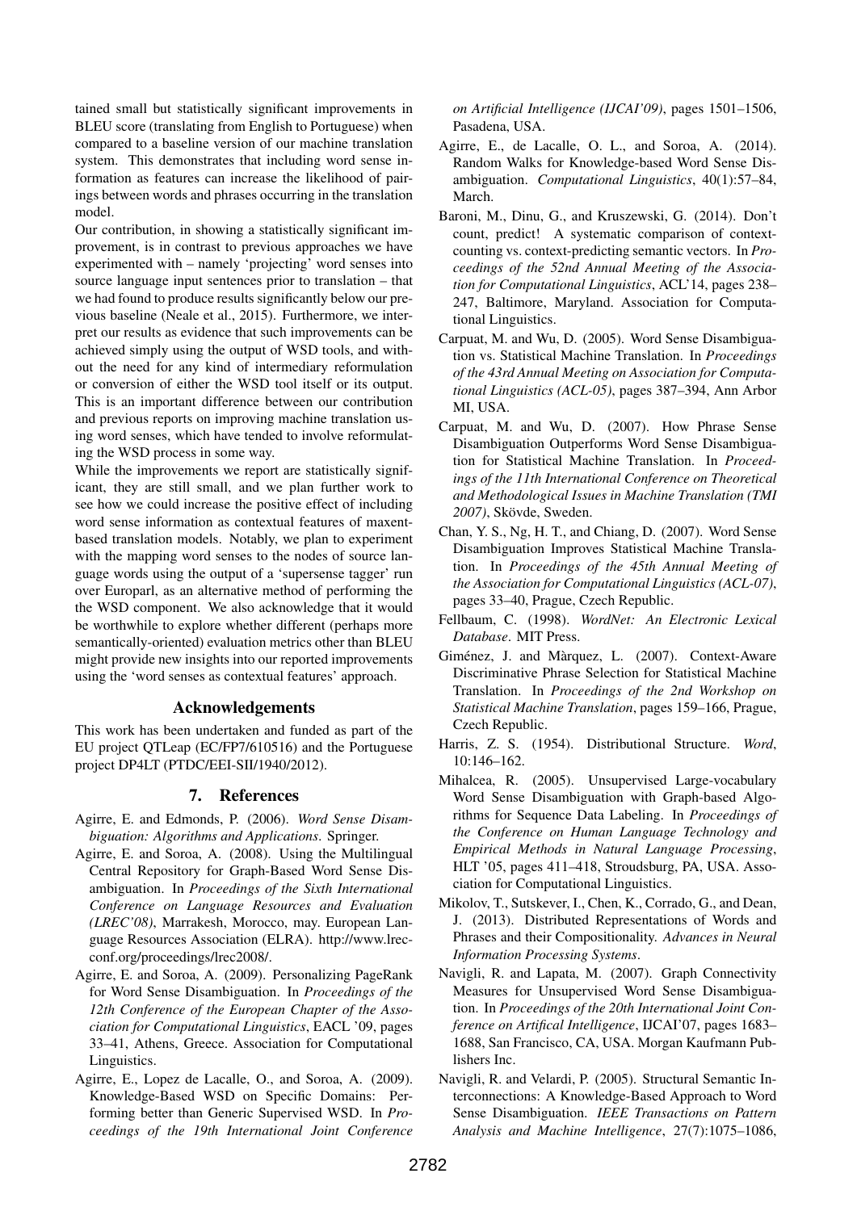tained small but statistically significant improvements in BLEU score (translating from English to Portuguese) when compared to a baseline version of our machine translation system. This demonstrates that including word sense information as features can increase the likelihood of pairings between words and phrases occurring in the translation model.

Our contribution, in showing a statistically significant improvement, is in contrast to previous approaches we have experimented with – namely 'projecting' word senses into source language input sentences prior to translation – that we had found to produce results significantly below our previous baseline (Neale et al., 2015). Furthermore, we interpret our results as evidence that such improvements can be achieved simply using the output of WSD tools, and without the need for any kind of intermediary reformulation or conversion of either the WSD tool itself or its output. This is an important difference between our contribution and previous reports on improving machine translation using word senses, which have tended to involve reformulating the WSD process in some way.

While the improvements we report are statistically significant, they are still small, and we plan further work to see how we could increase the positive effect of including word sense information as contextual features of maxent-based translation models. Notably, we plan to experiment with the mapping word senses to the nodes of source language words using the output of a 'supersense tagger' run over Europarl, as an alternative method of performing the the WSD component. We also acknowledge that it would be worthwhile to explore whether different (perhaps more semantically-oriented) evaluation metrics other than BLEU might provide new insights into our reported improvements using the 'word senses as contextual features' approach.

## Acknowledgements

This work has been undertaken and funded as part of the EU project QTLeap (EC/FP7/610516) and the Portuguese project DP4LT (PTDC/EEI-SII/1940/2012).

## 7. References

Agirre, E. and Edmonds, P. (2006). *Word Sense Disambiguation: Algorithms and Applications*. Springer.

Agirre, E. and Soroa, A. (2008). Using the Multilingual Central Repository for Graph-Based Word Sense Disambiguation. In *Proceedings of the Sixth International Conference on Language Resources and Evaluation (LREC'08)*, Marrakesh, Morocco, may. European Language Resources Association (ELRA). http://www.lrec-conf.org/proceedings/lrec2008/.

Agirre, E. and Soroa, A. (2009). Personalizing PageRank for Word Sense Disambiguation. In *Proceedings of the 12th Conference of the European Chapter of the Association for Computational Linguistics*, EACL '09, pages 33–41, Athens, Greece. Association for Computational Linguistics.

Agirre, E., Lopez de Lacalle, O., and Soroa, A. (2009). Knowledge-Based WSD on Specific Domains: Performing better than Generic Supervised WSD. In *Proceedings of the 19th International Joint Conference on Artificial Intelligence (IJCAI'09)*, pages 1501–1506, Pasadena, USA.

Agirre, E., de Lacalle, O. L., and Soroa, A. (2014). Random Walks for Knowledge-based Word Sense Disambiguation. *Computational Linguistics*, 40(1):57–84, March.

Baroni, M., Dinu, G., and Kruszewski, G. (2014). Don't count, predict! A systematic comparison of context-counting vs. context-predicting semantic vectors. In *Proceedings of the 52nd Annual Meeting of the Association for Computational Linguistics*, ACL'14, pages 238–247, Baltimore, Maryland. Association for Computational Linguistics.

Carpuat, M. and Wu, D. (2005). Word Sense Disambiguation vs. Statistical Machine Translation. In *Proceedings of the 43rd Annual Meeting on Association for Computational Linguistics (ACL-05)*, pages 387–394, Ann Arbor MI, USA.

Carpuat, M. and Wu, D. (2007). How Phrase Sense Disambiguation Outperforms Word Sense Disambiguation for Statistical Machine Translation. In *Proceedings of the 11th International Conference on Theoretical and Methodological Issues in Machine Translation (TMI 2007)*, Skövde, Sweden.

Chan, Y. S., Ng, H. T., and Chiang, D. (2007). Word Sense Disambiguation Improves Statistical Machine Translation. In *Proceedings of the 45th Annual Meeting of the Association for Computational Linguistics (ACL-07)*, pages 33–40, Prague, Czech Republic.

Fellbaum, C. (1998). *WordNet: An Electronic Lexical Database*. MIT Press.

Giménez, J. and Màrquez, L. (2007). Context-Aware Discriminative Phrase Selection for Statistical Machine Translation. In *Proceedings of the 2nd Workshop on Statistical Machine Translation*, pages 159–166, Prague, Czech Republic.

Harris, Z. S. (1954). Distributional Structure. *Word*, 10:146–162.

Mihalcea, R. (2005). Unsupervised Large-vocabulary Word Sense Disambiguation with Graph-based Algorithms for Sequence Data Labeling. In *Proceedings of the Conference on Human Language Technology and Empirical Methods in Natural Language Processing*, HLT '05, pages 411–418, Stroudsburg, PA, USA. Association for Computational Linguistics.

Mikolov, T., Sutskever, I., Chen, K., Corrado, G., and Dean, J. (2013). Distributed Representations of Words and Phrases and their Compositionality. *Advances in Neural Information Processing Systems*.

Navigli, R. and Lapata, M. (2007). Graph Connectivity Measures for Unsupervised Word Sense Disambiguation. In *Proceedings of the 20th International Joint Conference on Artifical Intelligence*, IJCAI'07, pages 1683–1688, San Francisco, CA, USA. Morgan Kaufmann Publishers Inc.

Navigli, R. and Velardi, P. (2005). Structural Semantic Interconnections: A Knowledge-Based Approach to Word Sense Disambiguation. *IEEE Transactions on Pattern Analysis and Machine Intelligence*, 27(7):1075–1086,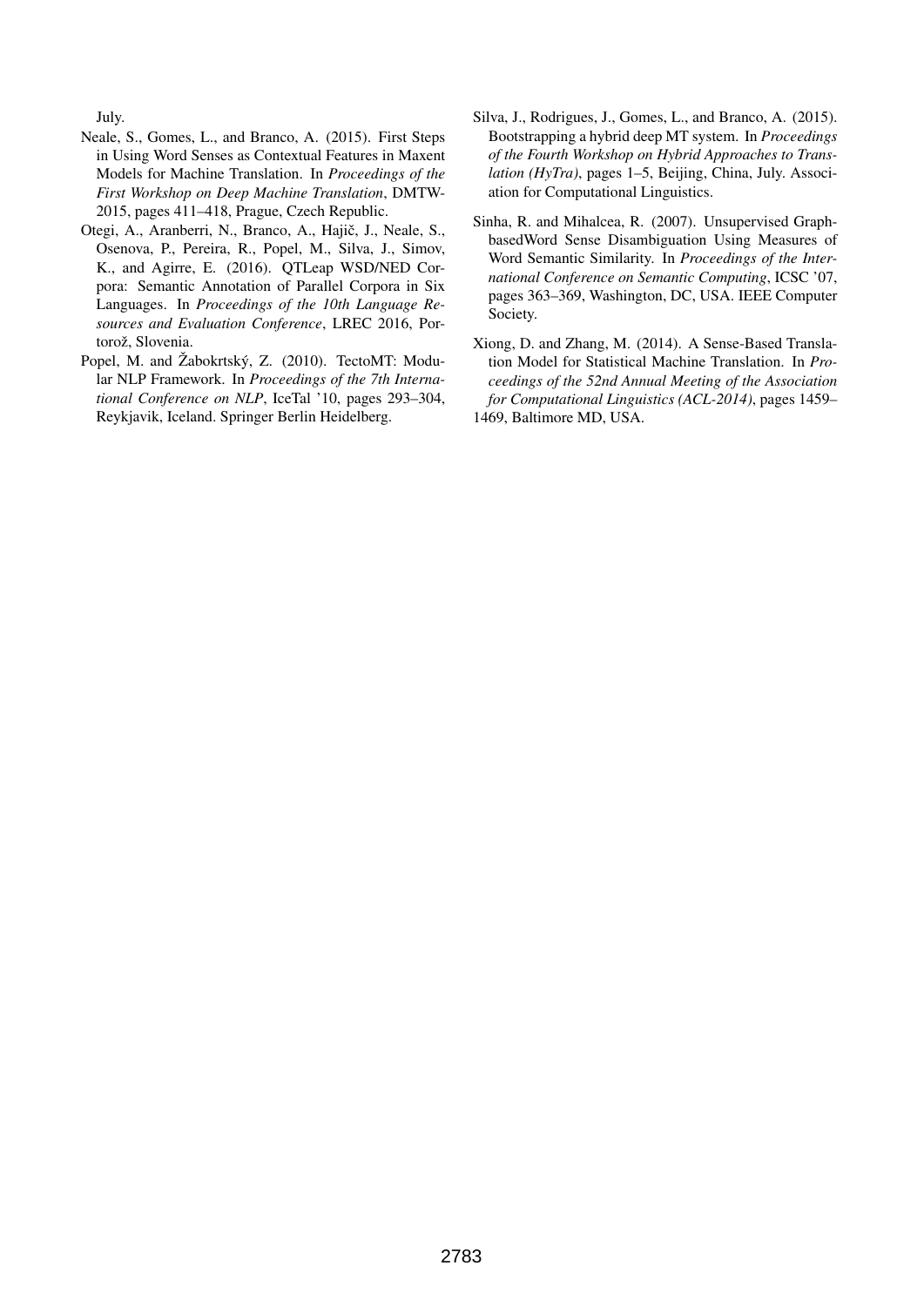July.

Neale, S., Gomes, L., and Branco, A. (2015). First Steps in Using Word Senses as Contextual Features in Maxent Models for Machine Translation. In *Proceedings of the First Workshop on Deep Machine Translation*, DMTW-2015, pages 411–418, Prague, Czech Republic.

Otegi, A., Aranberri, N., Branco, A., Hajič, J., Neale, S., Osenova, P., Pereira, R., Popel, M., Silva, J., Simov, K., and Agirre, E. (2016). QTLeap WSD/NED Corpora: Semantic Annotation of Parallel Corpora in Six Languages. In *Proceedings of the 10th Language Resources and Evaluation Conference*, LREC 2016, Portorož, Slovenia.

Popel, M. and Žabokrtský, Z. (2010). TectoMT: Modular NLP Framework. In *Proceedings of the 7th International Conference on NLP*, IceTal '10, pages 293–304, Reykjavik, Iceland. Springer Berlin Heidelberg.

Silva, J., Rodrigues, J., Gomes, L., and Branco, A. (2015). Bootstrapping a hybrid deep MT system. In *Proceedings of the Fourth Workshop on Hybrid Approaches to Translation (HyTra)*, pages 1–5, Beijing, China, July. Association for Computational Linguistics.

Sinha, R. and Mihalcea, R. (2007). Unsupervised Graph-basedWord Sense Disambiguation Using Measures of Word Semantic Similarity. In *Proceedings of the International Conference on Semantic Computing*, ICSC '07, pages 363–369, Washington, DC, USA. IEEE Computer Society.

Xiong, D. and Zhang, M. (2014). A Sense-Based Translation Model for Statistical Machine Translation. In *Proceedings of the 52nd Annual Meeting of the Association for Computational Linguistics (ACL-2014)*, pages 1459–1469, Baltimore MD, USA.